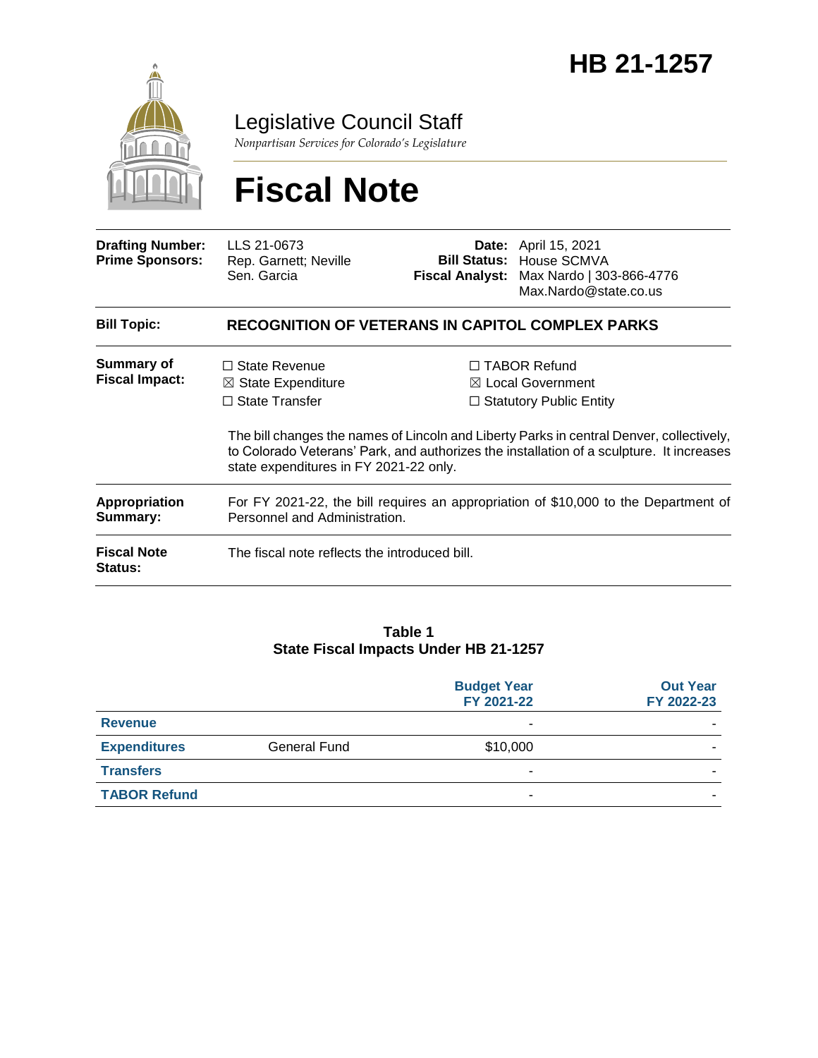# HB 21-1257

Legislative Council Staff

*Nonpartisan Services for Colorado's Legislature*

# Fiscal Note

| | | | |
|---|---|---|---|
| **Drafting Number:** | LLS 21-0673 | **Date:** | April 15, 2021 |
| **Prime Sponsors:** | Rep. Garnett; Neville<br>Sen. Garcia | **Bill Status:** | House SCMVA |
| | | **Fiscal Analyst:** | Max Nardo \| 303-866-4776<br>Max.Nardo@state.co.us |

**Bill Topic:** **RECOGNITION OF VETERANS IN CAPITOL COMPLEX PARKS**

**Summary of Fiscal Impact:**

☐ State Revenue
☒ State Expenditure
☐ State Transfer
☐ TABOR Refund
☒ Local Government
☐ Statutory Public Entity

The bill changes the names of Lincoln and Liberty Parks in central Denver, collectively, to Colorado Veterans' Park, and authorizes the installation of a sculpture. It increases state expenditures in FY 2021-22 only.

**Appropriation Summary:** For FY 2021-22, the bill requires an appropriation of $10,000 to the Department of Personnel and Administration.

**Fiscal Note Status:** The fiscal note reflects the introduced bill.

**Table 1**
**State Fiscal Impacts Under HB 21-1257**

| | | Budget Year FY 2021-22 | Out Year FY 2022-23 |
|---|---|---|---|
| **Revenue** | | - | - |
| **Expenditures** | General Fund | $10,000 | - |
| **Transfers** | | - | - |
| **TABOR Refund** | | - | - |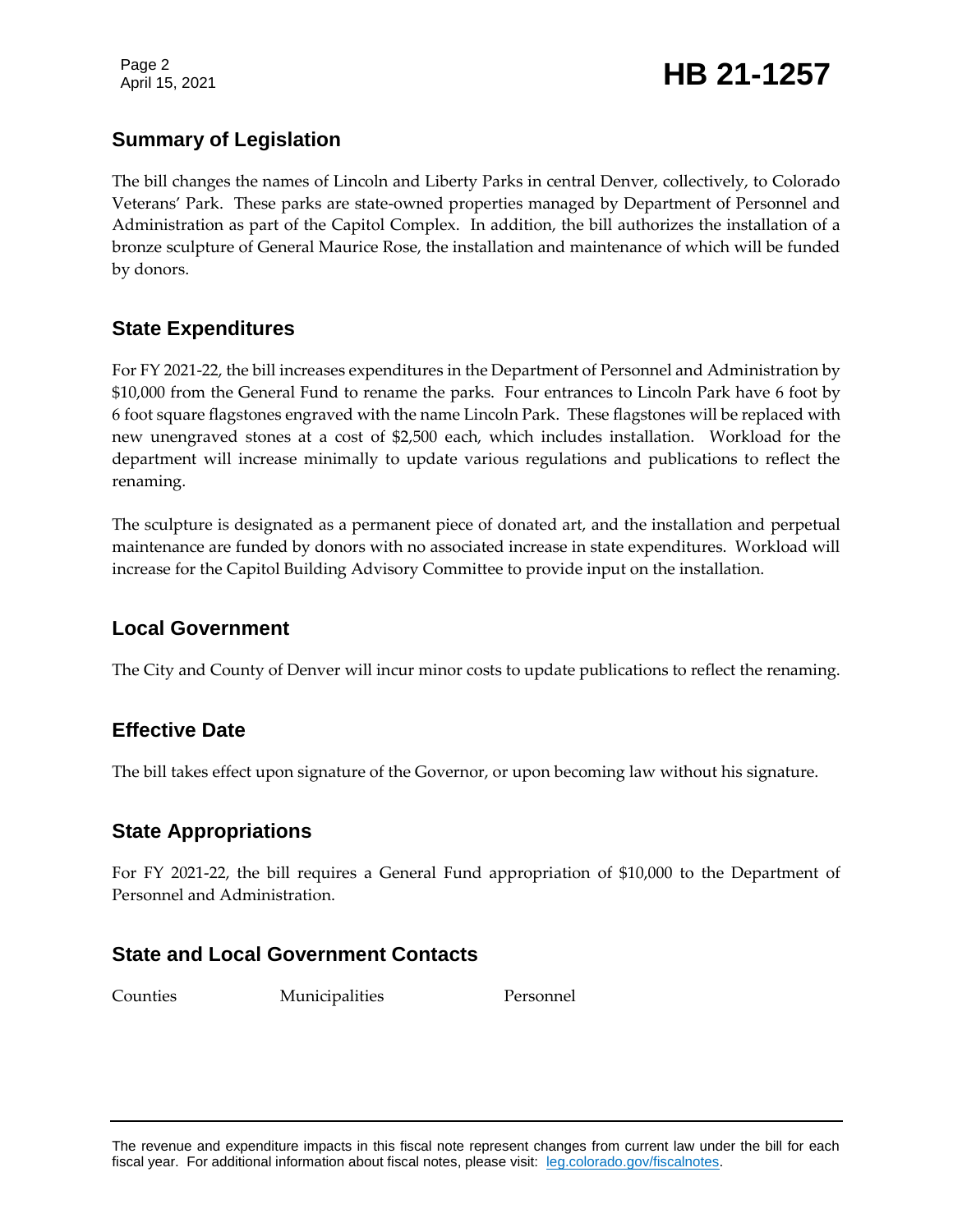## Summary of Legislation

The bill changes the names of Lincoln and Liberty Parks in central Denver, collectively, to Colorado Veterans' Park. These parks are state-owned properties managed by Department of Personnel and Administration as part of the Capitol Complex. In addition, the bill authorizes the installation of a bronze sculpture of General Maurice Rose, the installation and maintenance of which will be funded by donors.

## State Expenditures

For FY 2021-22, the bill increases expenditures in the Department of Personnel and Administration by $10,000 from the General Fund to rename the parks. Four entrances to Lincoln Park have 6 foot by 6 foot square flagstones engraved with the name Lincoln Park. These flagstones will be replaced with new unengraved stones at a cost of $2,500 each, which includes installation. Workload for the department will increase minimally to update various regulations and publications to reflect the renaming.

The sculpture is designated as a permanent piece of donated art, and the installation and perpetual maintenance are funded by donors with no associated increase in state expenditures. Workload will increase for the Capitol Building Advisory Committee to provide input on the installation.

## Local Government

The City and County of Denver will incur minor costs to update publications to reflect the renaming.

## Effective Date

The bill takes effect upon signature of the Governor, or upon becoming law without his signature.

## State Appropriations

For FY 2021-22, the bill requires a General Fund appropriation of $10,000 to the Department of Personnel and Administration.

## State and Local Government Contacts

Counties    Municipalities    Personnel

The revenue and expenditure impacts in this fiscal note represent changes from current law under the bill for each fiscal year. For additional information about fiscal notes, please visit: leg.colorado.gov/fiscalnotes.